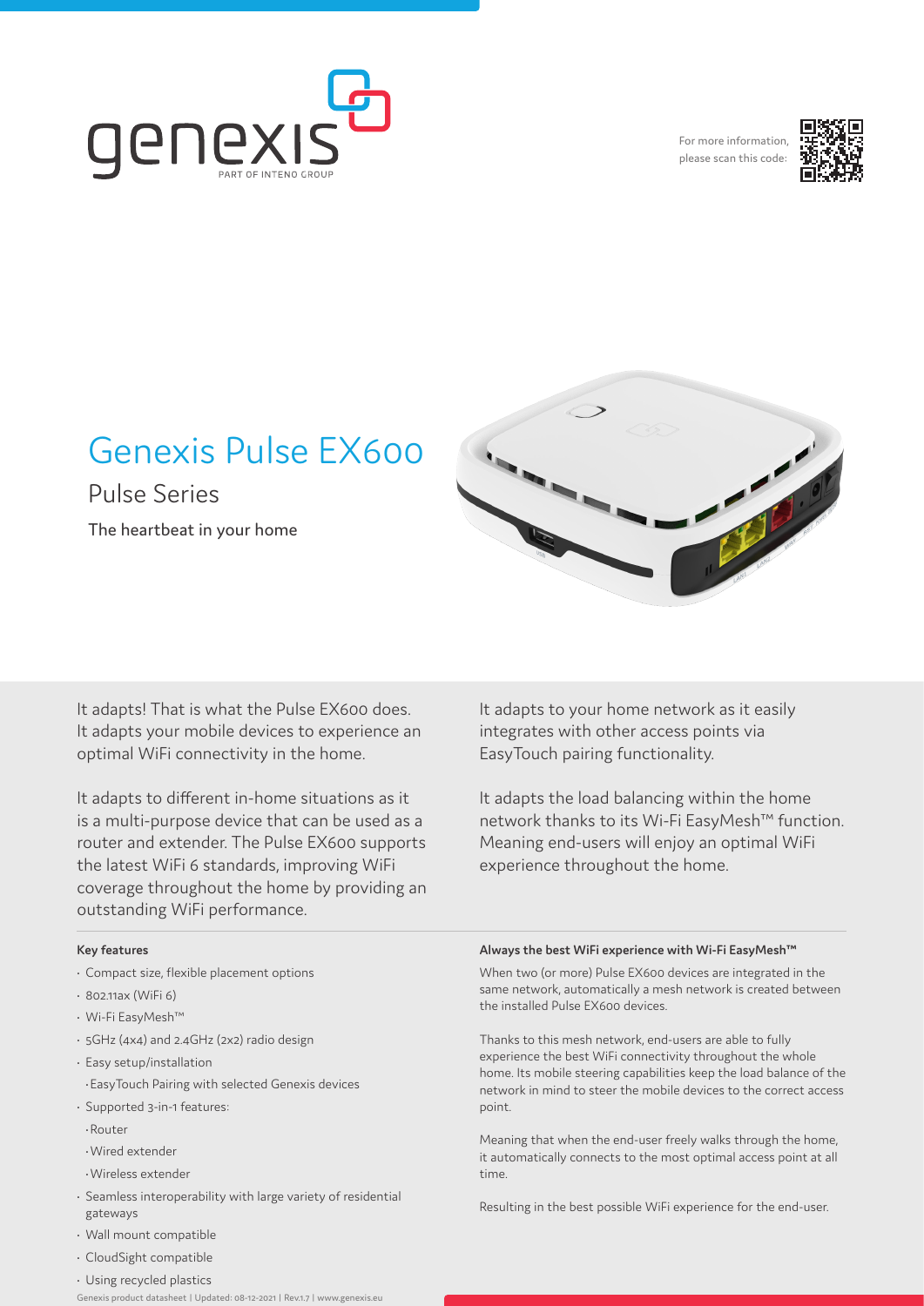For more information, please scan this code:

# Genexis Pulse EX600

## Pulse Series

The heartbeat in your home

It adapts! That is what the Pulse EX600 does. It adapts your mobile devices to experience an optimal WiFi connectivity in the home.

It adapts to different in-home situations as it is a multi-purpose device that can be used as a router and extender. The Pulse EX600 supports the latest WiFi 6 standards, improving WiFi coverage throughout the home by providing an outstanding WiFi performance.

It adapts to your home network as it easily integrates with other access points via EasyTouch pairing functionality.

It adapts the load balancing within the home network thanks to its Wi-Fi EasyMesh™ function. Meaning end-users will enjoy an optimal WiFi experience throughout the home.

### Key features

- Compact size, flexible placement options
- 802.11ax (WiFi 6)
- Wi-Fi EasyMesh™
- 5GHz (4x4) and 2.4GHz (2x2) radio design
- Easy setup/installation
  - EasyTouch Pairing with selected Genexis devices
- Supported 3-in-1 features:
  - Router
  - Wired extender
  - Wireless extender
- Seamless interoperability with large variety of residential gateways
- Wall mount compatible
- CloudSight compatible
- Using recycled plastics

### Always the best WiFi experience with Wi-Fi EasyMesh™

When two (or more) Pulse EX600 devices are integrated in the same network, automatically a mesh network is created between the installed Pulse EX600 devices.

Thanks to this mesh network, end-users are able to fully experience the best WiFi connectivity throughout the whole home. Its mobile steering capabilities keep the load balance of the network in mind to steer the mobile devices to the correct access point.

Meaning that when the end-user freely walks through the home, it automatically connects to the most optimal access point at all time.

Resulting in the best possible WiFi experience for the end-user.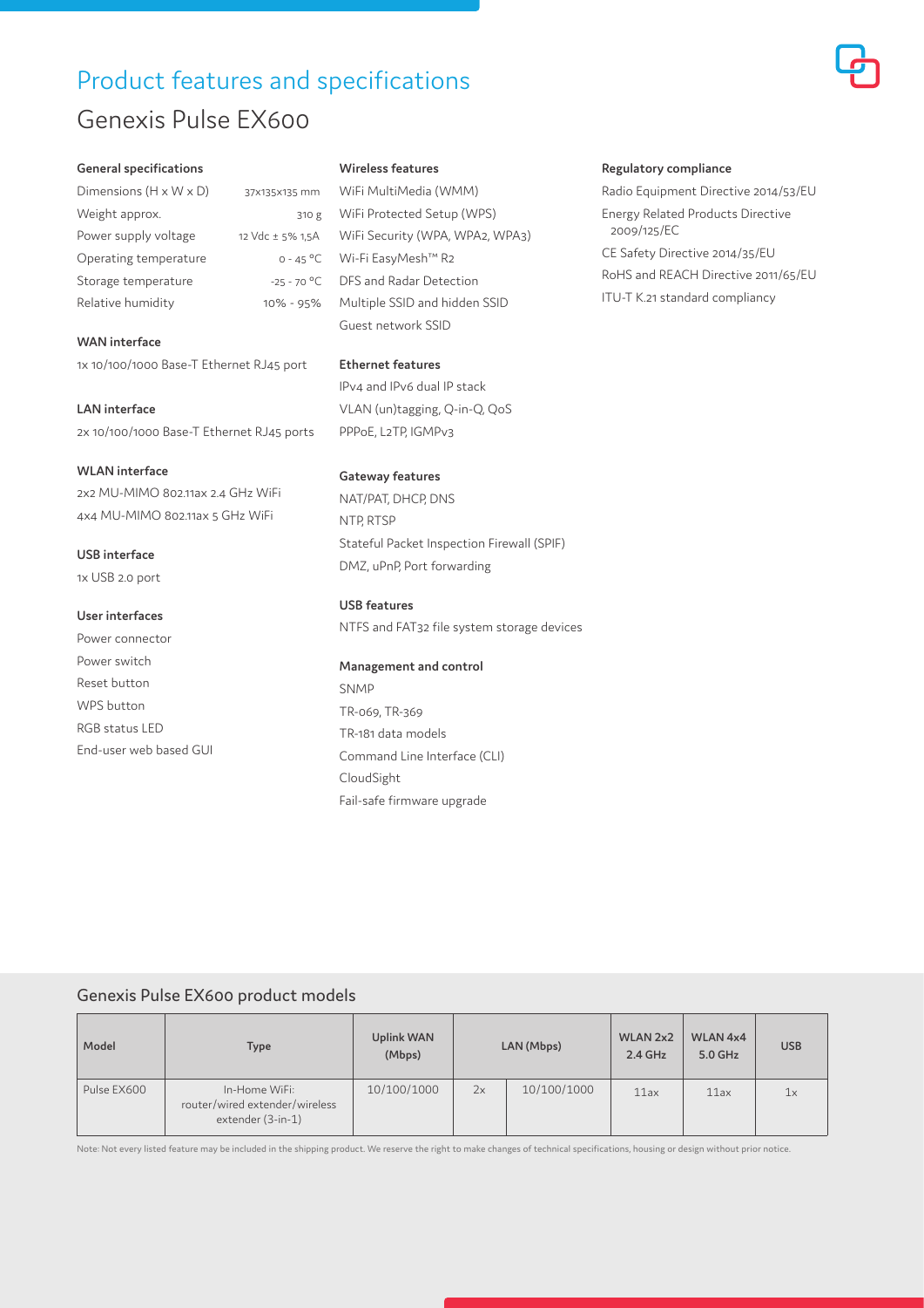# Product features and specifications

## Genexis Pulse EX600

### General specifications

| | |
|---|---|
| Dimensions (H x W x D) | 37x135x135 mm |
| Weight approx. | 310 g |
| Power supply voltage | 12 Vdc ± 5% 1,5A |
| Operating temperature | 0 - 45 °C |
| Storage temperature | -25 - 70 °C |
| Relative humidity | 10% - 95% |

### WAN interface

1x 10/100/1000 Base-T Ethernet RJ45 port

### LAN interface

2x 10/100/1000 Base-T Ethernet RJ45 ports

### WLAN interface

2x2 MU-MIMO 802.11ax 2.4 GHz WiFi
4x4 MU-MIMO 802.11ax 5 GHz WiFi

### USB interface

1x USB 2.0 port

### User interfaces

Power connector
Power switch
Reset button
WPS button
RGB status LED
End-user web based GUI

### Wireless features

WiFi MultiMedia (WMM)
WiFi Protected Setup (WPS)
WiFi Security (WPA, WPA2, WPA3)
Wi-Fi EasyMesh™ R2
DFS and Radar Detection
Multiple SSID and hidden SSID
Guest network SSID

### Ethernet features

IPv4 and IPv6 dual IP stack
VLAN (un)tagging, Q-in-Q, QoS
PPPoE, L2TP, IGMPv3

### Gateway features

NAT/PAT, DHCP, DNS
NTP, RTSP
Stateful Packet Inspection Firewall (SPIF)
DMZ, uPnP, Port forwarding

### USB features

NTFS and FAT32 file system storage devices

### Management and control

SNMP
TR-069, TR-369
TR-181 data models
Command Line Interface (CLI)
CloudSight
Fail-safe firmware upgrade

### Regulatory compliance

Radio Equipment Directive 2014/53/EU
Energy Related Products Directive 2009/125/EC
CE Safety Directive 2014/35/EU
RoHS and REACH Directive 2011/65/EU
ITU-T K.21 standard compliancy

## Genexis Pulse EX600 product models

| Model | Type | Uplink WAN (Mbps) | LAN (Mbps) | | WLAN 2x2 2.4 GHz | WLAN 4x4 5.0 GHz | USB |
|---|---|---|---|---|---|---|---|
| Pulse EX600 | In-Home WiFi: router/wired extender/wireless extender (3-in-1) | 10/100/1000 | 2x | 10/100/1000 | 11ax | 11ax | 1x |

Note: Not every listed feature may be included in the shipping product. We reserve the right to make changes of technical specifications, housing or design without prior notice.